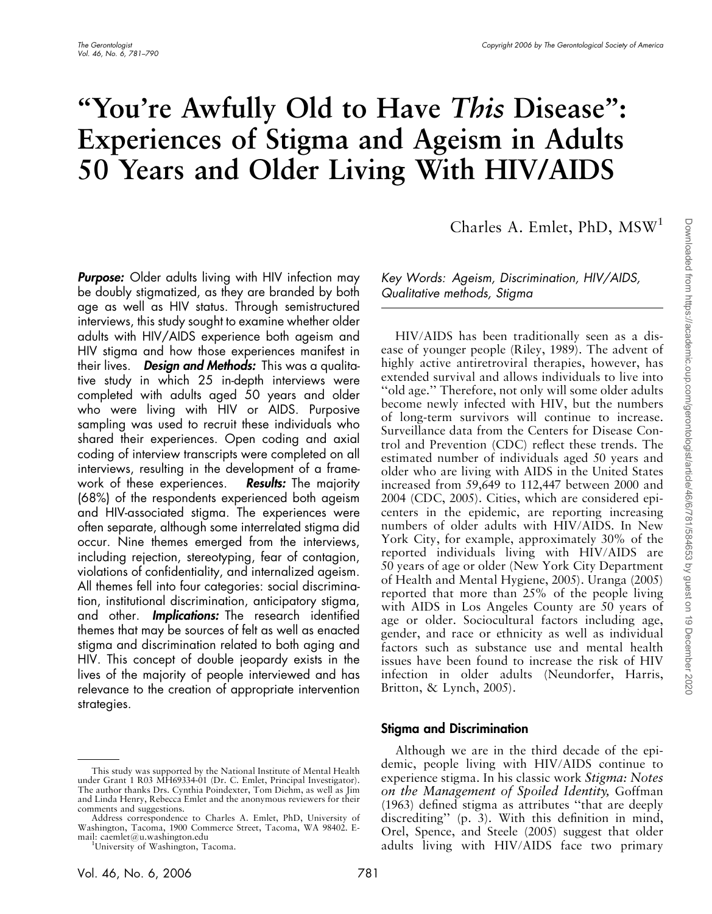# "You're Awfully Old to Have *This* Disease": Experiences of Stigma and Ageism in Adults 50 Years and Older Living With HIV/AIDS

Charles A. Emlet, PhD, MSW[1]

***Purpose:*** Older adults living with HIV infection may be doubly stigmatized, as they are branded by both age as well as HIV status. Through semistructured interviews, this study sought to examine whether older adults with HIV/AIDS experience both ageism and HIV stigma and how those experiences manifest in their lives. ***Design and Methods:*** This was a qualitative study in which 25 in-depth interviews were completed with adults aged 50 years and older who were living with HIV or AIDS. Purposive sampling was used to recruit these individuals who shared their experiences. Open coding and axial coding of interview transcripts were completed on all interviews, resulting in the development of a framework of these experiences. ***Results:*** The majority (68%) of the respondents experienced both ageism and HIV-associated stigma. The experiences were often separate, although some interrelated stigma did occur. Nine themes emerged from the interviews, including rejection, stereotyping, fear of contagion, violations of confidentiality, and internalized ageism. All themes fell into four categories: social discrimination, institutional discrimination, anticipatory stigma, and other. ***Implications:*** The research identified themes that may be sources of felt as well as enacted stigma and discrimination related to both aging and HIV. This concept of double jeopardy exists in the lives of the majority of people interviewed and has relevance to the creation of appropriate intervention strategies.

*Key Words: Ageism, Discrimination, HIV/AIDS, Qualitative methods, Stigma*

HIV/AIDS has been traditionally seen as a disease of younger people (Riley, 1989). The advent of highly active antiretroviral therapies, however, has extended survival and allows individuals to live into "old age." Therefore, not only will some older adults become newly infected with HIV, but the numbers of long-term survivors will continue to increase. Surveillance data from the Centers for Disease Control and Prevention (CDC) reflect these trends. The estimated number of individuals aged 50 years and older who are living with AIDS in the United States increased from 59,649 to 112,447 between 2000 and 2004 (CDC, 2005). Cities, which are considered epicenters in the epidemic, are reporting increasing numbers of older adults with HIV/AIDS. In New York City, for example, approximately 30% of the reported individuals living with HIV/AIDS are 50 years of age or older (New York City Department of Health and Mental Hygiene, 2005). Uranga (2005) reported that more than 25% of the people living with AIDS in Los Angeles County are 50 years of age or older. Sociocultural factors including age, gender, and race or ethnicity as well as individual factors such as substance use and mental health issues have been found to increase the risk of HIV infection in older adults (Neundorfer, Harris, Britton, & Lynch, 2005).

## Stigma and Discrimination

Although we are in the third decade of the epidemic, people living with HIV/AIDS continue to experience stigma. In his classic work *Stigma: Notes on the Management of Spoiled Identity,* Goffman (1963) defined stigma as attributes "that are deeply discrediting" (p. 3). With this definition in mind, Orel, Spence, and Steele (2005) suggest that older adults living with HIV/AIDS face two primary

---

This study was supported by the National Institute of Mental Health under Grant 1 R03 MH69334-01 (Dr. C. Emlet, Principal Investigator). The author thanks Drs. Cynthia Poindexter, Tom Diehm, as well as Jim and Linda Henry, Rebecca Emlet and the anonymous reviewers for their comments and suggestions.

Address correspondence to Charles A. Emlet, PhD, University of Washington, Tacoma, 1900 Commerce Street, Tacoma, WA 98402. E-mail: caemlet@u.washington.edu

[1]University of Washington, Tacoma.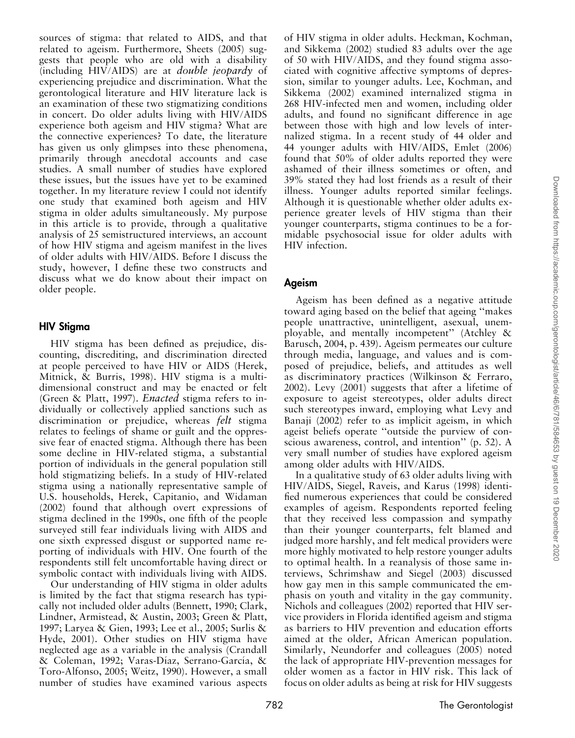sources of stigma: that related to AIDS, and that related to ageism. Furthermore, Sheets (2005) suggests that people who are old with a disability (including HIV/AIDS) are at *double jeopardy* of experiencing prejudice and discrimination. What the gerontological literature and HIV literature lack is an examination of these two stigmatizing conditions in concert. Do older adults living with HIV/AIDS experience both ageism and HIV stigma? What are the connective experiences? To date, the literature has given us only glimpses into these phenomena, primarily through anecdotal accounts and case studies. A small number of studies have explored these issues, but the issues have yet to be examined together. In my literature review I could not identify one study that examined both ageism and HIV stigma in older adults simultaneously. My purpose in this article is to provide, through a qualitative analysis of 25 semistructured interviews, an account of how HIV stigma and ageism manifest in the lives of older adults with HIV/AIDS. Before I discuss the study, however, I define these two constructs and discuss what we do know about their impact on older people.

## HIV Stigma

HIV stigma has been defined as prejudice, discounting, discrediting, and discrimination directed at people perceived to have HIV or AIDS (Herek, Mitnick, & Burris, 1998). HIV stigma is a multidimensional construct and may be enacted or felt (Green & Platt, 1997). *Enacted* stigma refers to individually or collectively applied sanctions such as discrimination or prejudice, whereas *felt* stigma relates to feelings of shame or guilt and the oppressive fear of enacted stigma. Although there has been some decline in HIV-related stigma, a substantial portion of individuals in the general population still hold stigmatizing beliefs. In a study of HIV-related stigma using a nationally representative sample of U.S. households, Herek, Capitanio, and Widaman (2002) found that although overt expressions of stigma declined in the 1990s, one fifth of the people surveyed still fear individuals living with AIDS and one sixth expressed disgust or supported name reporting of individuals with HIV. One fourth of the respondents still felt uncomfortable having direct or symbolic contact with individuals living with AIDS.

Our understanding of HIV stigma in older adults is limited by the fact that stigma research has typically not included older adults (Bennett, 1990; Clark, Lindner, Armistead, & Austin, 2003; Green & Platt, 1997; Laryea & Gien, 1993; Lee et al., 2005; Surlis & Hyde, 2001). Other studies on HIV stigma have neglected age as a variable in the analysis (Crandall & Coleman, 1992; Varas-Díaz, Serrano-García, & Toro-Alfonso, 2005; Weitz, 1990). However, a small number of studies have examined various aspects of HIV stigma in older adults. Heckman, Kochman, and Sikkema (2002) studied 83 adults over the age of 50 with HIV/AIDS, and they found stigma associated with cognitive affective symptoms of depression, similar to younger adults. Lee, Kochman, and Sikkema (2002) examined internalized stigma in 268 HIV-infected men and women, including older adults, and found no significant difference in age between those with high and low levels of internalized stigma. In a recent study of 44 older and 44 younger adults with HIV/AIDS, Emlet (2006) found that 50% of older adults reported they were ashamed of their illness sometimes or often, and 39% stated they had lost friends as a result of their illness. Younger adults reported similar feelings. Although it is questionable whether older adults experience greater levels of HIV stigma than their younger counterparts, stigma continues to be a formidable psychosocial issue for older adults with HIV infection.

## Ageism

Ageism has been defined as a negative attitude toward aging based on the belief that ageing "makes people unattractive, unintelligent, asexual, unemployable, and mentally incompetent" (Atchley & Barusch, 2004, p. 439). Ageism permeates our culture through media, language, and values and is composed of prejudice, beliefs, and attitudes as well as discriminatory practices (Wilkinson & Ferraro, 2002). Levy (2001) suggests that after a lifetime of exposure to ageist stereotypes, older adults direct such stereotypes inward, employing what Levy and Banaji (2002) refer to as implicit ageism, in which ageist beliefs operate "outside the purview of conscious awareness, control, and intention" (p. 52). A very small number of studies have explored ageism among older adults with HIV/AIDS.

In a qualitative study of 63 older adults living with HIV/AIDS, Siegel, Raveis, and Karus (1998) identified numerous experiences that could be considered examples of ageism. Respondents reported feeling that they received less compassion and sympathy than their younger counterparts, felt blamed and judged more harshly, and felt medical providers were more highly motivated to help restore younger adults to optimal health. In a reanalysis of those same interviews, Schrimshaw and Siegel (2003) discussed how gay men in this sample communicated the emphasis on youth and vitality in the gay community. Nichols and colleagues (2002) reported that HIV service providers in Florida identified ageism and stigma as barriers to HIV prevention and education efforts aimed at the older, African American population. Similarly, Neundorfer and colleagues (2005) noted the lack of appropriate HIV-prevention messages for older women as a factor in HIV risk. This lack of focus on older adults as being at risk for HIV suggests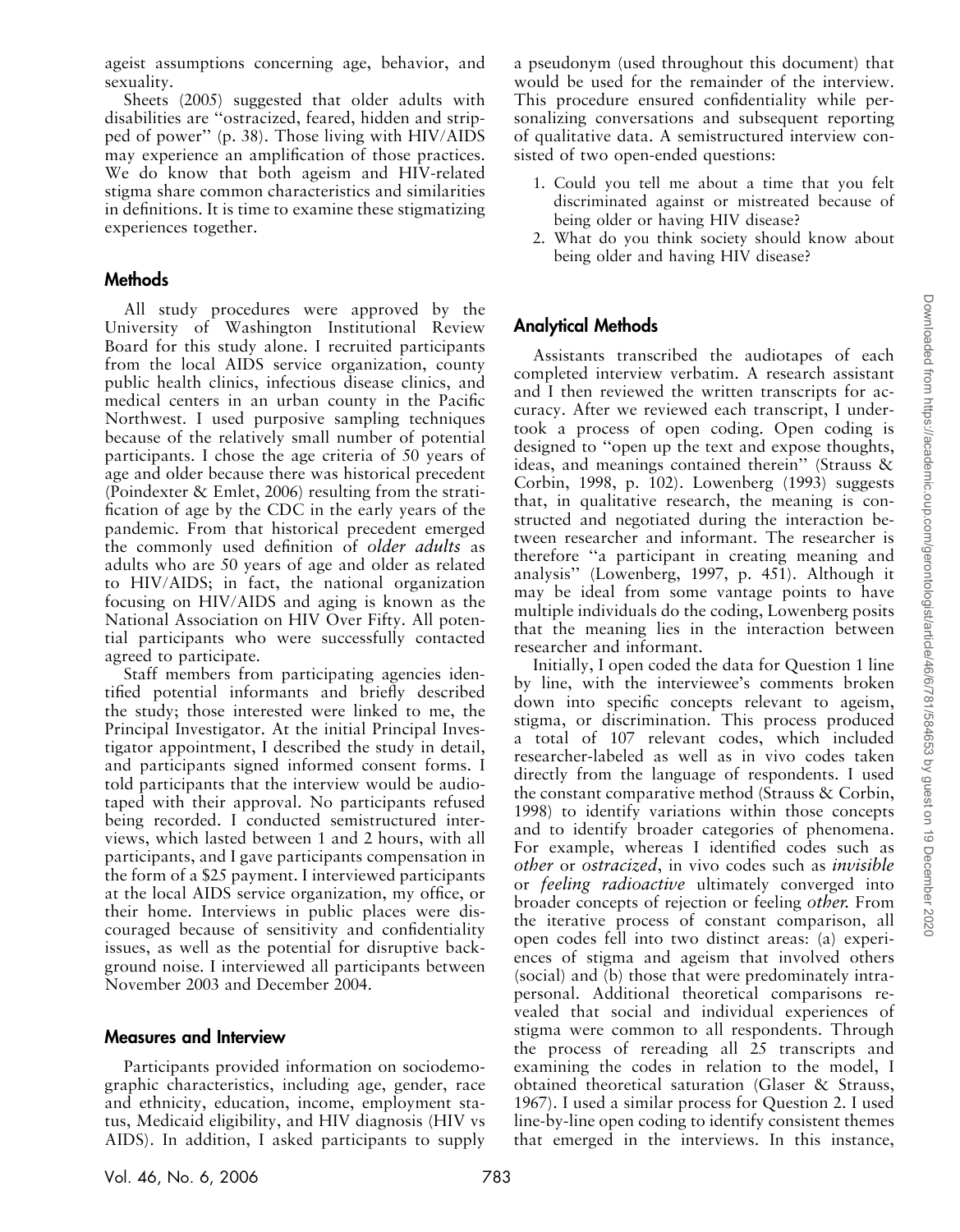ageist assumptions concerning age, behavior, and sexuality.

Sheets (2005) suggested that older adults with disabilities are ''ostracized, feared, hidden and stripped of power'' (p. 38). Those living with HIV/AIDS may experience an amplification of those practices. We do know that both ageism and HIV-related stigma share common characteristics and similarities in definitions. It is time to examine these stigmatizing experiences together.

## Methods

All study procedures were approved by the University of Washington Institutional Review Board for this study alone. I recruited participants from the local AIDS service organization, county public health clinics, infectious disease clinics, and medical centers in an urban county in the Pacific Northwest. I used purposive sampling techniques because of the relatively small number of potential participants. I chose the age criteria of 50 years of age and older because there was historical precedent (Poindexter & Emlet, 2006) resulting from the stratification of age by the CDC in the early years of the pandemic. From that historical precedent emerged the commonly used definition of *older adults* as adults who are 50 years of age and older as related to HIV/AIDS; in fact, the national organization focusing on HIV/AIDS and aging is known as the National Association on HIV Over Fifty. All potential participants who were successfully contacted agreed to participate.

Staff members from participating agencies identified potential informants and briefly described the study; those interested were linked to me, the Principal Investigator. At the initial Principal Investigator appointment, I described the study in detail, and participants signed informed consent forms. I told participants that the interview would be audiotaped with their approval. No participants refused being recorded. I conducted semistructured interviews, which lasted between 1 and 2 hours, with all participants, and I gave participants compensation in the form of a $25 payment. I interviewed participants at the local AIDS service organization, my office, or their home. Interviews in public places were discouraged because of sensitivity and confidentiality issues, as well as the potential for disruptive background noise. I interviewed all participants between November 2003 and December 2004.

## Measures and Interview

Participants provided information on sociodemographic characteristics, including age, gender, race and ethnicity, education, income, employment status, Medicaid eligibility, and HIV diagnosis (HIV vs AIDS). In addition, I asked participants to supply a pseudonym (used throughout this document) that would be used for the remainder of the interview. This procedure ensured confidentiality while personalizing conversations and subsequent reporting of qualitative data. A semistructured interview consisted of two open-ended questions:

1. Could you tell me about a time that you felt discriminated against or mistreated because of being older or having HIV disease?
2. What do you think society should know about being older and having HIV disease?

## Analytical Methods

Assistants transcribed the audiotapes of each completed interview verbatim. A research assistant and I then reviewed the written transcripts for accuracy. After we reviewed each transcript, I undertook a process of open coding. Open coding is designed to ''open up the text and expose thoughts, ideas, and meanings contained therein'' (Strauss & Corbin, 1998, p. 102). Lowenberg (1993) suggests that, in qualitative research, the meaning is constructed and negotiated during the interaction between researcher and informant. The researcher is therefore ''a participant in creating meaning and analysis'' (Lowenberg, 1997, p. 451). Although it may be ideal from some vantage points to have multiple individuals do the coding, Lowenberg posits that the meaning lies in the interaction between researcher and informant.

Initially, I open coded the data for Question 1 line by line, with the interviewee's comments broken down into specific concepts relevant to ageism, stigma, or discrimination. This process produced a total of 107 relevant codes, which included researcher-labeled as well as in vivo codes taken directly from the language of respondents. I used the constant comparative method (Strauss & Corbin, 1998) to identify variations within those concepts and to identify broader categories of phenomena. For example, whereas I identified codes such as *other* or *ostracized*, in vivo codes such as *invisible* or *feeling radioactive* ultimately converged into broader concepts of rejection or feeling *other.* From the iterative process of constant comparison, all open codes fell into two distinct areas: (a) experiences of stigma and ageism that involved others (social) and (b) those that were predominately intrapersonal. Additional theoretical comparisons revealed that social and individual experiences of stigma were common to all respondents. Through the process of rereading all 25 transcripts and examining the codes in relation to the model, I obtained theoretical saturation (Glaser & Strauss, 1967). I used a similar process for Question 2. I used line-by-line open coding to identify consistent themes that emerged in the interviews. In this instance,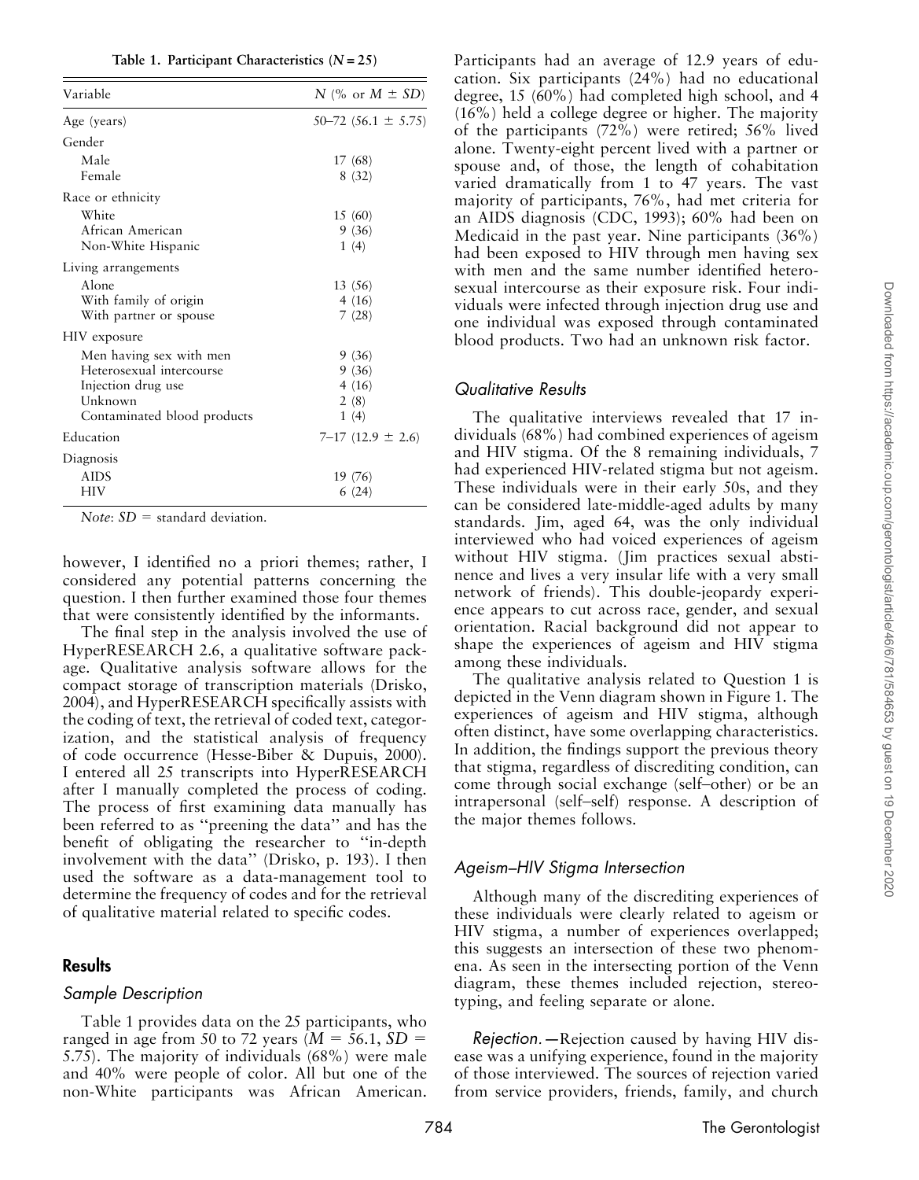**Table 1. Participant Characteristics ($N = 25$)**

| Variable | $N$ (% or $M \pm SD$) |
|---|---|
| Age (years) | 50–72 (56.1 ± 5.75) |
| Gender | |
| Male | 17 (68) |
| Female | 8 (32) |
| Race or ethnicity | |
| White | 15 (60) |
| African American | 9 (36) |
| Non-White Hispanic | 1 (4) |
| Living arrangements | |
| Alone | 13 (56) |
| With family of origin | 4 (16) |
| With partner or spouse | 7 (28) |
| HIV exposure | |
| Men having sex with men | 9 (36) |
| Heterosexual intercourse | 9 (36) |
| Injection drug use | 4 (16) |
| Unknown | 2 (8) |
| Contaminated blood products | 1 (4) |
| Education | 7–17 (12.9 ± 2.6) |
| Diagnosis | |
| AIDS | 19 (76) |
| HIV | 6 (24) |

*Note*: $SD$ = standard deviation.

however, I identified no a priori themes; rather, I considered any potential patterns concerning the question. I then further examined those four themes that were consistently identified by the informants.

The final step in the analysis involved the use of HyperRESEARCH 2.6, a qualitative software package. Qualitative analysis software allows for the compact storage of transcription materials (Drisko, 2004), and HyperRESEARCH specifically assists with the coding of text, the retrieval of coded text, categorization, and the statistical analysis of frequency of code occurrence (Hesse-Biber & Dupuis, 2000). I entered all 25 transcripts into HyperRESEARCH after I manually completed the process of coding. The process of first examining data manually has been referred to as "preening the data" and has the benefit of obligating the researcher to "in-depth involvement with the data" (Drisko, p. 193). I then used the software as a data-management tool to determine the frequency of codes and for the retrieval of qualitative material related to specific codes.

## Results

### Sample Description

Table 1 provides data on the 25 participants, who ranged in age from 50 to 72 years ($M = 56.1$, $SD = 5.75$). The majority of individuals (68%) were male and 40% were people of color. All but one of the non-White participants was African American. Participants had an average of 12.9 years of education. Six participants (24%) had no educational degree, 15 (60%) had completed high school, and 4 (16%) held a college degree or higher. The majority of the participants (72%) were retired; 56% lived alone. Twenty-eight percent lived with a partner or spouse and, of those, the length of cohabitation varied dramatically from 1 to 47 years. The vast majority of participants, 76%, had met criteria for an AIDS diagnosis (CDC, 1993); 60% had been on Medicaid in the past year. Nine participants (36%) had been exposed to HIV through men having sex with men and the same number identified heterosexual intercourse as their exposure risk. Four individuals were infected through injection drug use and one individual was exposed through contaminated blood products. Two had an unknown risk factor.

### Qualitative Results

The qualitative interviews revealed that 17 individuals (68%) had combined experiences of ageism and HIV stigma. Of the 8 remaining individuals, 7 had experienced HIV-related stigma but not ageism. These individuals were in their early 50s, and they can be considered late-middle-aged adults by many standards. Jim, aged 64, was the only individual interviewed who had voiced experiences of ageism without HIV stigma. (Jim practices sexual abstinence and lives a very insular life with a very small network of friends). This double-jeopardy experience appears to cut across race, gender, and sexual orientation. Racial background did not appear to shape the experiences of ageism and HIV stigma among these individuals.

The qualitative analysis related to Question 1 is depicted in the Venn diagram shown in Figure 1. The experiences of ageism and HIV stigma, although often distinct, have some overlapping characteristics. In addition, the findings support the previous theory that stigma, regardless of discrediting condition, can come through social exchange (self–other) or be an intrapersonal (self–self) response. A description of the major themes follows.

### Ageism–HIV Stigma Intersection

Although many of the discrediting experiences of these individuals were clearly related to ageism or HIV stigma, a number of experiences overlapped; this suggests an intersection of these two phenomena. As seen in the intersecting portion of the Venn diagram, these themes included rejection, stereotyping, and feeling separate or alone.

*Rejection.*—Rejection caused by having HIV disease was a unifying experience, found in the majority of those interviewed. The sources of rejection varied from service providers, friends, family, and church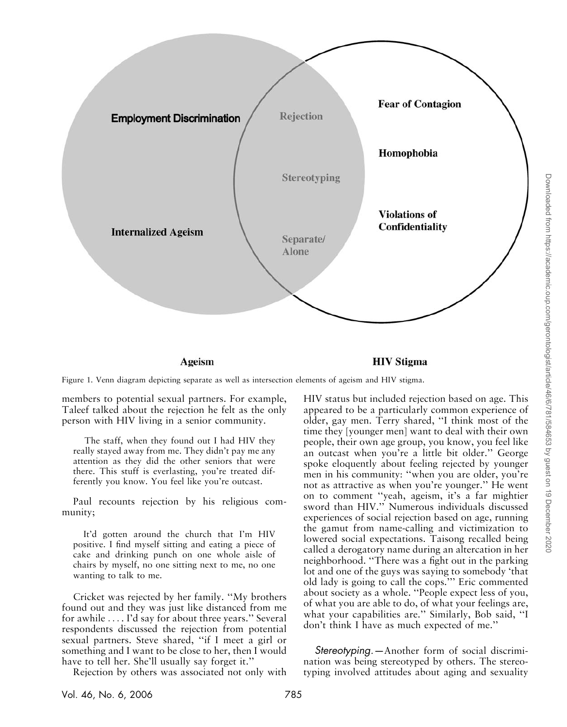| Ageism | Intersection | HIV Stigma |
|---|---|---|
| Employment Discrimination | Rejection | Fear of Contagion |
| Internalized Ageism | Stereotyping | Homophobia |
| | Separate/ Alone | Violations of Confidentiality |

Figure 1. Venn diagram depicting separate as well as intersection elements of ageism and HIV stigma.

members to potential sexual partners. For example, Taleef talked about the rejection he felt as the only person with HIV living in a senior community.

> The staff, when they found out I had HIV they really stayed away from me. They didn't pay me any attention as they did the other seniors that were there. This stuff is everlasting, you're treated differently you know. You feel like you're outcast.

Paul recounts rejection by his religious community;

> It'd gotten around the church that I'm HIV positive. I find myself sitting and eating a piece of cake and drinking punch on one whole aisle of chairs by myself, no one sitting next to me, no one wanting to talk to me.

Cricket was rejected by her family. "My brothers found out and they was just like distanced from me for awhile .... I'd say for about three years." Several respondents discussed the rejection from potential sexual partners. Steve shared, "if I meet a girl or something and I want to be close to her, then I would have to tell her. She'll usually say forget it."

Rejection by others was associated not only with HIV status but included rejection based on age. This appeared to be a particularly common experience of older, gay men. Terry shared, "I think most of the time they [younger men] want to deal with their own people, their own age group, you know, you feel like an outcast when you're a little bit older." George spoke eloquently about feeling rejected by younger men in his community: "when you are older, you're not as attractive as when you're younger." He went on to comment "yeah, ageism, it's a far mightier sword than HIV." Numerous individuals discussed experiences of social rejection based on age, running the gamut from name-calling and victimization to lowered social expectations. Taisong recalled being called a derogatory name during an altercation in her neighborhood. "There was a fight out in the parking lot and one of the guys was saying to somebody 'that old lady is going to call the cops.'" Eric commented about society as a whole. "People expect less of you, of what you are able to do, of what your feelings are, what your capabilities are." Similarly, Bob said, "I don't think I have as much expected of me."

*Stereotyping.*—Another form of social discrimination was being stereotyped by others. The stereotyping involved attitudes about aging and sexuality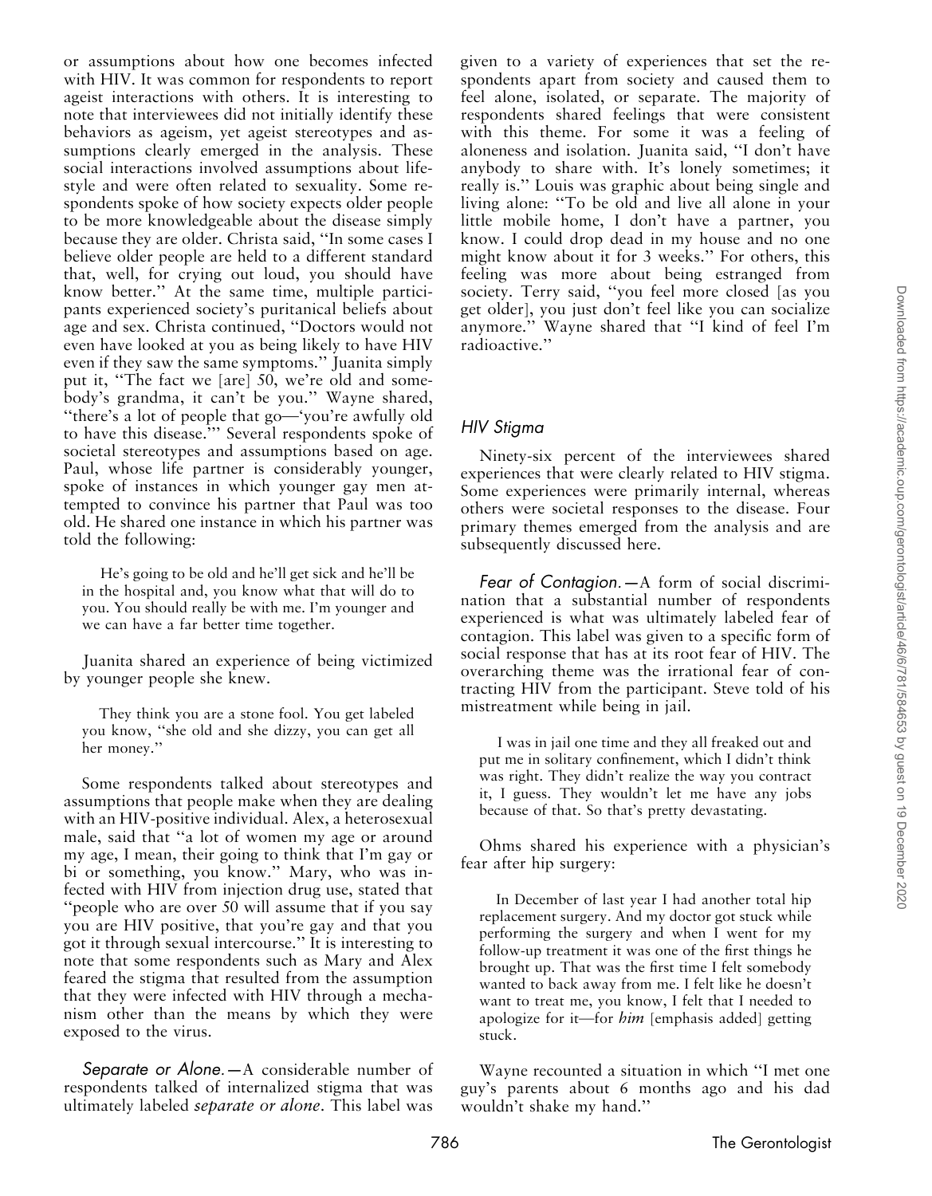or assumptions about how one becomes infected with HIV. It was common for respondents to report ageist interactions with others. It is interesting to note that interviewees did not initially identify these behaviors as ageism, yet ageist stereotypes and assumptions clearly emerged in the analysis. These social interactions involved assumptions about lifestyle and were often related to sexuality. Some respondents spoke of how society expects older people to be more knowledgeable about the disease simply because they are older. Christa said, "In some cases I believe older people are held to a different standard that, well, for crying out loud, you should have know better." At the same time, multiple participants experienced society's puritanical beliefs about age and sex. Christa continued, "Doctors would not even have looked at you as being likely to have HIV even if they saw the same symptoms." Juanita simply put it, "The fact we [are] 50, we're old and somebody's grandma, it can't be you." Wayne shared, "there's a lot of people that go—'you're awfully old to have this disease.'" Several respondents spoke of societal stereotypes and assumptions based on age. Paul, whose life partner is considerably younger, spoke of instances in which younger gay men attempted to convince his partner that Paul was too old. He shared one instance in which his partner was told the following:

> He's going to be old and he'll get sick and he'll be in the hospital and, you know what that will do to you. You should really be with me. I'm younger and we can have a far better time together.

Juanita shared an experience of being victimized by younger people she knew.

> They think you are a stone fool. You get labeled you know, "she old and she dizzy, you can get all her money."

Some respondents talked about stereotypes and assumptions that people make when they are dealing with an HIV-positive individual. Alex, a heterosexual male, said that "a lot of women my age or around my age, I mean, their going to think that I'm gay or bi or something, you know." Mary, who was infected with HIV from injection drug use, stated that "people who are over 50 will assume that if you say you are HIV positive, that you're gay and that you got it through sexual intercourse." It is interesting to note that some respondents such as Mary and Alex feared the stigma that resulted from the assumption that they were infected with HIV through a mechanism other than the means by which they were exposed to the virus.

*Separate or Alone.*—A considerable number of respondents talked of internalized stigma that was ultimately labeled *separate or alone*. This label was given to a variety of experiences that set the respondents apart from society and caused them to feel alone, isolated, or separate. The majority of respondents shared feelings that were consistent with this theme. For some it was a feeling of aloneness and isolation. Juanita said, "I don't have anybody to share with. It's lonely sometimes; it really is." Louis was graphic about being single and living alone: "To be old and live all alone in your little mobile home, I don't have a partner, you know. I could drop dead in my house and no one might know about it for 3 weeks." For others, this feeling was more about being estranged from society. Terry said, "you feel more closed [as you get older], you just don't feel like you can socialize anymore." Wayne shared that "I kind of feel I'm radioactive."

### HIV Stigma

Ninety-six percent of the interviewees shared experiences that were clearly related to HIV stigma. Some experiences were primarily internal, whereas others were societal responses to the disease. Four primary themes emerged from the analysis and are subsequently discussed here.

*Fear of Contagion.*—A form of social discrimination that a substantial number of respondents experienced is what was ultimately labeled fear of contagion. This label was given to a specific form of social response that has at its root fear of HIV. The overarching theme was the irrational fear of contracting HIV from the participant. Steve told of his mistreatment while being in jail.

> I was in jail one time and they all freaked out and put me in solitary confinement, which I didn't think was right. They didn't realize the way you contract it, I guess. They wouldn't let me have any jobs because of that. So that's pretty devastating.

Ohms shared his experience with a physician's fear after hip surgery:

> In December of last year I had another total hip replacement surgery. And my doctor got stuck while performing the surgery and when I went for my follow-up treatment it was one of the first things he brought up. That was the first time I felt somebody wanted to back away from me. I felt like he doesn't want to treat me, you know, I felt that I needed to apologize for it—for *him* [emphasis added] getting stuck.

Wayne recounted a situation in which "I met one guy's parents about 6 months ago and his dad wouldn't shake my hand."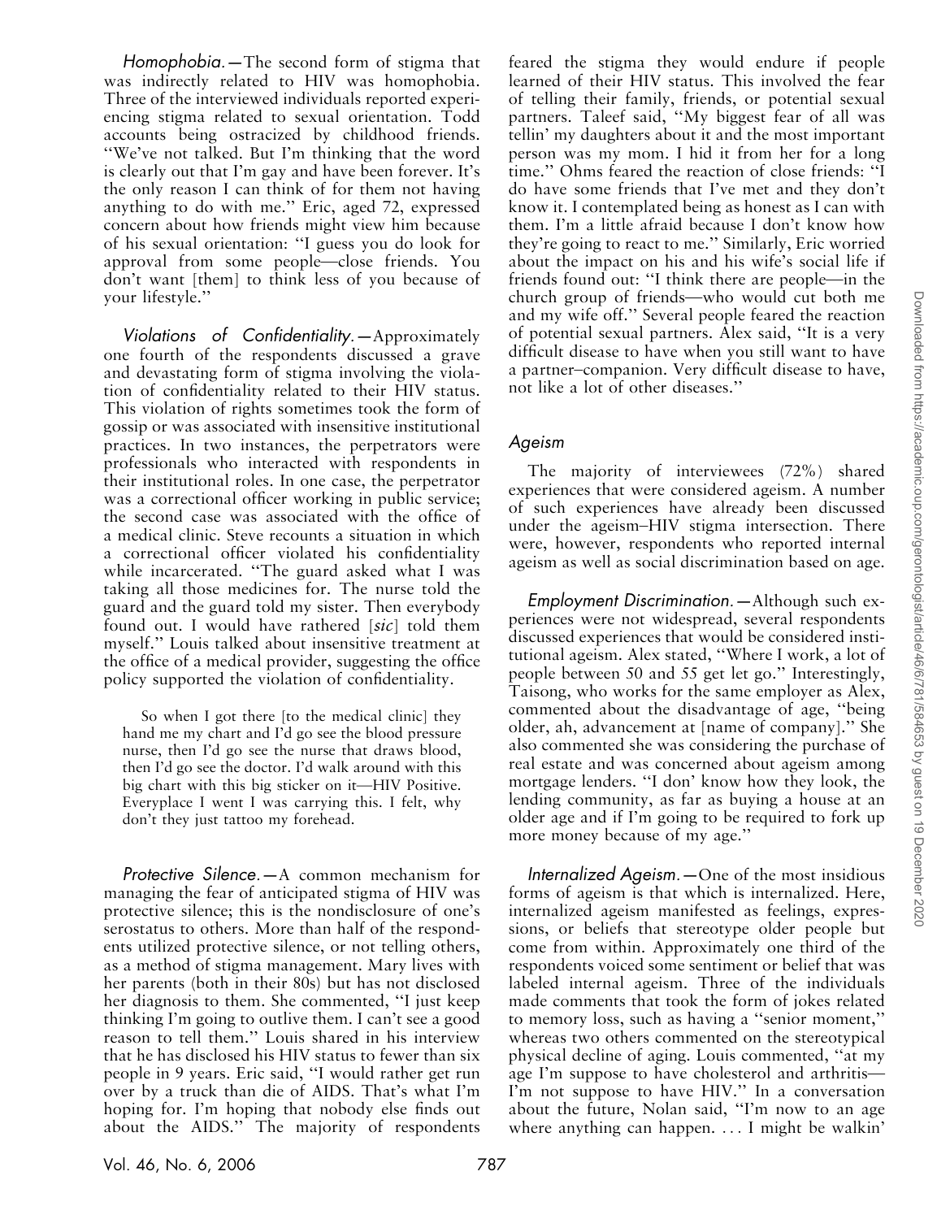*Homophobia.*—The second form of stigma that was indirectly related to HIV was homophobia. Three of the interviewed individuals reported experiencing stigma related to sexual orientation. Todd accounts being ostracized by childhood friends. "We've not talked. But I'm thinking that the word is clearly out that I'm gay and have been forever. It's the only reason I can think of for them not having anything to do with me." Eric, aged 72, expressed concern about how friends might view him because of his sexual orientation: "I guess you do look for approval from some people—close friends. You don't want [them] to think less of you because of your lifestyle."

*Violations of Confidentiality.*—Approximately one fourth of the respondents discussed a grave and devastating form of stigma involving the violation of confidentiality related to their HIV status. This violation of rights sometimes took the form of gossip or was associated with insensitive institutional practices. In two instances, the perpetrators were professionals who interacted with respondents in their institutional roles. In one case, the perpetrator was a correctional officer working in public service; the second case was associated with the office of a medical clinic. Steve recounts a situation in which a correctional officer violated his confidentiality while incarcerated. "The guard asked what I was taking all those medicines for. The nurse told the guard and the guard told my sister. Then everybody found out. I would have rathered [*sic*] told them myself." Louis talked about insensitive treatment at the office of a medical provider, suggesting the office policy supported the violation of confidentiality.

> So when I got there [to the medical clinic] they hand me my chart and I'd go see the blood pressure nurse, then I'd go see the nurse that draws blood, then I'd go see the doctor. I'd walk around with this big chart with this big sticker on it—HIV Positive. Everyplace I went I was carrying this. I felt, why don't they just tattoo my forehead.

*Protective Silence.*—A common mechanism for managing the fear of anticipated stigma of HIV was protective silence; this is the nondisclosure of one's serostatus to others. More than half of the respondents utilized protective silence, or not telling others, as a method of stigma management. Mary lives with her parents (both in their 80s) but has not disclosed her diagnosis to them. She commented, "I just keep thinking I'm going to outlive them. I can't see a good reason to tell them." Louis shared in his interview that he has disclosed his HIV status to fewer than six people in 9 years. Eric said, "I would rather get run over by a truck than die of AIDS. That's what I'm hoping for. I'm hoping that nobody else finds out about the AIDS." The majority of respondents feared the stigma they would endure if people learned of their HIV status. This involved the fear of telling their family, friends, or potential sexual partners. Taleef said, "My biggest fear of all was tellin' my daughters about it and the most important person was my mom. I hid it from her for a long time." Ohms feared the reaction of close friends: "I do have some friends that I've met and they don't know it. I contemplated being as honest as I can with them. I'm a little afraid because I don't know how they're going to react to me." Similarly, Eric worried about the impact on his and his wife's social life if friends found out: "I think there are people—in the church group of friends—who would cut both me and my wife off." Several people feared the reaction of potential sexual partners. Alex said, "It is a very difficult disease to have when you still want to have a partner–companion. Very difficult disease to have, not like a lot of other diseases."

### *Ageism*

The majority of interviewees (72%) shared experiences that were considered ageism. A number of such experiences have already been discussed under the ageism–HIV stigma intersection. There were, however, respondents who reported internal ageism as well as social discrimination based on age.

*Employment Discrimination.*—Although such experiences were not widespread, several respondents discussed experiences that would be considered institutional ageism. Alex stated, "Where I work, a lot of people between 50 and 55 get let go." Interestingly, Taisong, who works for the same employer as Alex, commented about the disadvantage of age, "being older, ah, advancement at [name of company]." She also commented she was considering the purchase of real estate and was concerned about ageism among mortgage lenders. "I don' know how they look, the lending community, as far as buying a house at an older age and if I'm going to be required to fork up more money because of my age."

*Internalized Ageism.*—One of the most insidious forms of ageism is that which is internalized. Here, internalized ageism manifested as feelings, expressions, or beliefs that stereotype older people but come from within. Approximately one third of the respondents voiced some sentiment or belief that was labeled internal ageism. Three of the individuals made comments that took the form of jokes related to memory loss, such as having a "senior moment," whereas two others commented on the stereotypical physical decline of aging. Louis commented, "at my age I'm suppose to have cholesterol and arthritis—I'm not suppose to have HIV." In a conversation about the future, Nolan said, "I'm now to an age where anything can happen. ... I might be walkin'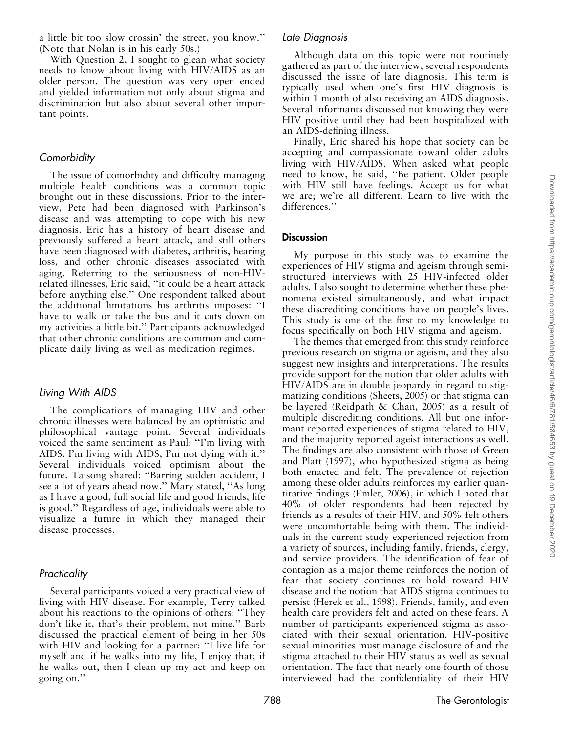a little bit too slow crossin' the street, you know." (Note that Nolan is in his early 50s.)

With Question 2, I sought to glean what society needs to know about living with HIV/AIDS as an older person. The question was very open ended and yielded information not only about stigma and discrimination but also about several other important points.

### *Comorbidity*

The issue of comorbidity and difficulty managing multiple health conditions was a common topic brought out in these discussions. Prior to the interview, Pete had been diagnosed with Parkinson's disease and was attempting to cope with his new diagnosis. Eric has a history of heart disease and previously suffered a heart attack, and still others have been diagnosed with diabetes, arthritis, hearing loss, and other chronic diseases associated with aging. Referring to the seriousness of non-HIV-related illnesses, Eric said, "it could be a heart attack before anything else." One respondent talked about the additional limitations his arthritis imposes: "I have to walk or take the bus and it cuts down on my activities a little bit." Participants acknowledged that other chronic conditions are common and complicate daily living as well as medication regimes.

### *Living With AIDS*

The complications of managing HIV and other chronic illnesses were balanced by an optimistic and philosophical vantage point. Several individuals voiced the same sentiment as Paul: "I'm living with AIDS. I'm living with AIDS, I'm not dying with it." Several individuals voiced optimism about the future. Taisong shared: "Barring sudden accident, I see a lot of years ahead now." Mary stated, "As long as I have a good, full social life and good friends, life is good." Regardless of age, individuals were able to visualize a future in which they managed their disease processes.

### *Practicality*

Several participants voiced a very practical view of living with HIV disease. For example, Terry talked about his reactions to the opinions of others: "They don't like it, that's their problem, not mine." Barb discussed the practical element of being in her 50s with HIV and looking for a partner: "I live life for myself and if he walks into my life, I enjoy that; if he walks out, then I clean up my act and keep on going on."

### *Late Diagnosis*

Although data on this topic were not routinely gathered as part of the interview, several respondents discussed the issue of late diagnosis. This term is typically used when one's first HIV diagnosis is within 1 month of also receiving an AIDS diagnosis. Several informants discussed not knowing they were HIV positive until they had been hospitalized with an AIDS-defining illness.

Finally, Eric shared his hope that society can be accepting and compassionate toward older adults living with HIV/AIDS. When asked what people need to know, he said, "Be patient. Older people with HIV still have feelings. Accept us for what we are; we're all different. Learn to live with the differences."

## **Discussion**

My purpose in this study was to examine the experiences of HIV stigma and ageism through semi-structured interviews with 25 HIV-infected older adults. I also sought to determine whether these phenomena existed simultaneously, and what impact these discrediting conditions have on people's lives. This study is one of the first to my knowledge to focus specifically on both HIV stigma and ageism.

The themes that emerged from this study reinforce previous research on stigma or ageism, and they also suggest new insights and interpretations. The results provide support for the notion that older adults with HIV/AIDS are in double jeopardy in regard to stigmatizing conditions (Sheets, 2005) or that stigma can be layered (Reidpath & Chan, 2005) as a result of multiple discrediting conditions. All but one informant reported experiences of stigma related to HIV, and the majority reported ageist interactions as well. The findings are also consistent with those of Green and Platt (1997), who hypothesized stigma as being both enacted and felt. The prevalence of rejection among these older adults reinforces my earlier quantitative findings (Emlet, 2006), in which I noted that 40% of older respondents had been rejected by friends as a results of their HIV, and 50% felt others were uncomfortable being with them. The individuals in the current study experienced rejection from a variety of sources, including family, friends, clergy, and service providers. The identification of fear of contagion as a major theme reinforces the notion of fear that society continues to hold toward HIV disease and the notion that AIDS stigma continues to persist (Herek et al., 1998). Friends, family, and even health care providers felt and acted on these fears. A number of participants experienced stigma as associated with their sexual orientation. HIV-positive sexual minorities must manage disclosure of and the stigma attached to their HIV status as well as sexual orientation. The fact that nearly one fourth of those interviewed had the confidentiality of their HIV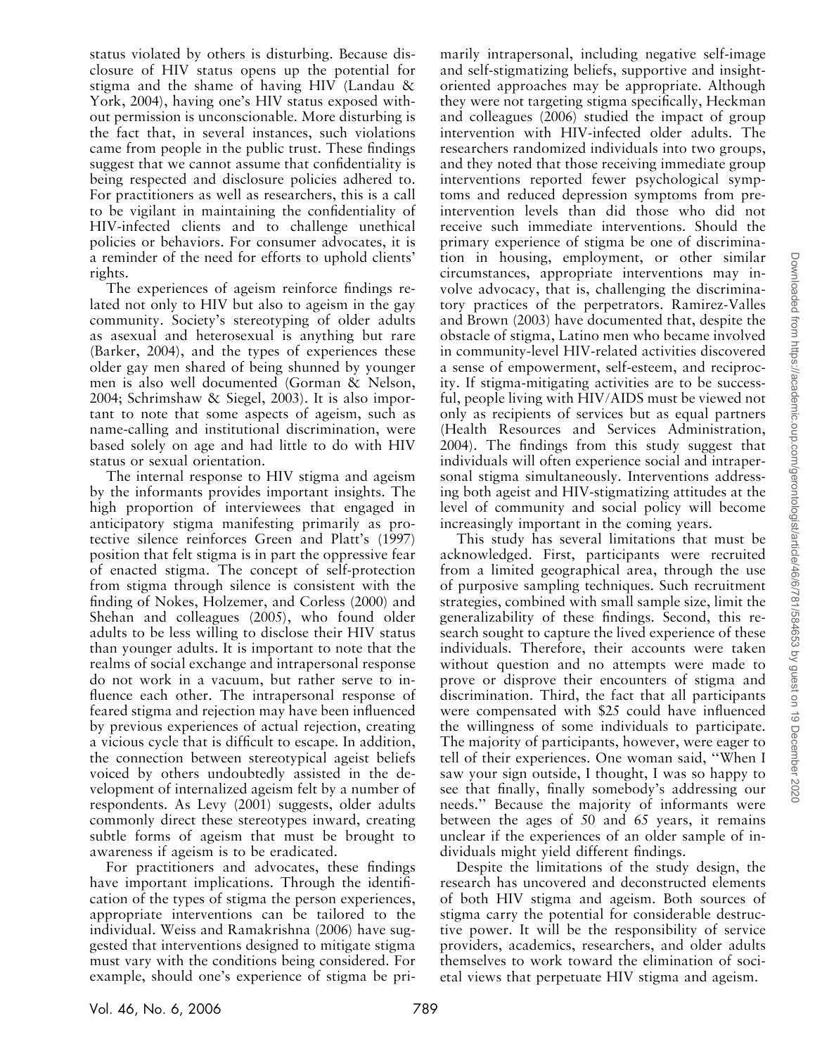status violated by others is disturbing. Because disclosure of HIV status opens up the potential for stigma and the shame of having HIV (Landau & York, 2004), having one's HIV status exposed without permission is unconscionable. More disturbing is the fact that, in several instances, such violations came from people in the public trust. These findings suggest that we cannot assume that confidentiality is being respected and disclosure policies adhered to. For practitioners as well as researchers, this is a call to be vigilant in maintaining the confidentiality of HIV-infected clients and to challenge unethical policies or behaviors. For consumer advocates, it is a reminder of the need for efforts to uphold clients' rights.

The experiences of ageism reinforce findings related not only to HIV but also to ageism in the gay community. Society's stereotyping of older adults as asexual and heterosexual is anything but rare (Barker, 2004), and the types of experiences these older gay men shared of being shunned by younger men is also well documented (Gorman & Nelson, 2004; Schrimshaw & Siegel, 2003). It is also important to note that some aspects of ageism, such as name-calling and institutional discrimination, were based solely on age and had little to do with HIV status or sexual orientation.

The internal response to HIV stigma and ageism by the informants provides important insights. The high proportion of interviewees that engaged in anticipatory stigma manifesting primarily as protective silence reinforces Green and Platt's (1997) position that felt stigma is in part the oppressive fear of enacted stigma. The concept of self-protection from stigma through silence is consistent with the finding of Nokes, Holzemer, and Corless (2000) and Shehan and colleagues (2005), who found older adults to be less willing to disclose their HIV status than younger adults. It is important to note that the realms of social exchange and intrapersonal response do not work in a vacuum, but rather serve to influence each other. The intrapersonal response of feared stigma and rejection may have been influenced by previous experiences of actual rejection, creating a vicious cycle that is difficult to escape. In addition, the connection between stereotypical ageist beliefs voiced by others undoubtedly assisted in the development of internalized ageism felt by a number of respondents. As Levy (2001) suggests, older adults commonly direct these stereotypes inward, creating subtle forms of ageism that must be brought to awareness if ageism is to be eradicated.

For practitioners and advocates, these findings have important implications. Through the identification of the types of stigma the person experiences, appropriate interventions can be tailored to the individual. Weiss and Ramakrishna (2006) have suggested that interventions designed to mitigate stigma must vary with the conditions being considered. For example, should one's experience of stigma be primarily intrapersonal, including negative self-image and self-stigmatizing beliefs, supportive and insight-oriented approaches may be appropriate. Although they were not targeting stigma specifically, Heckman and colleagues (2006) studied the impact of group intervention with HIV-infected older adults. The researchers randomized individuals into two groups, and they noted that those receiving immediate group interventions reported fewer psychological symptoms and reduced depression symptoms from pre-intervention levels than did those who did not receive such immediate interventions. Should the primary experience of stigma be one of discrimination in housing, employment, or other similar circumstances, appropriate interventions may involve advocacy, that is, challenging the discriminatory practices of the perpetrators. Ramirez-Valles and Brown (2003) have documented that, despite the obstacle of stigma, Latino men who became involved in community-level HIV-related activities discovered a sense of empowerment, self-esteem, and reciprocity. If stigma-mitigating activities are to be successful, people living with HIV/AIDS must be viewed not only as recipients of services but as equal partners (Health Resources and Services Administration, 2004). The findings from this study suggest that individuals will often experience social and intrapersonal stigma simultaneously. Interventions addressing both ageist and HIV-stigmatizing attitudes at the level of community and social policy will become increasingly important in the coming years.

This study has several limitations that must be acknowledged. First, participants were recruited from a limited geographical area, through the use of purposive sampling techniques. Such recruitment strategies, combined with small sample size, limit the generalizability of these findings. Second, this research sought to capture the lived experience of these individuals. Therefore, their accounts were taken without question and no attempts were made to prove or disprove their encounters of stigma and discrimination. Third, the fact that all participants were compensated with $25 could have influenced the willingness of some individuals to participate. The majority of participants, however, were eager to tell of their experiences. One woman said, "When I saw your sign outside, I thought, I was so happy to see that finally, finally somebody's addressing our needs." Because the majority of informants were between the ages of 50 and 65 years, it remains unclear if the experiences of an older sample of individuals might yield different findings.

Despite the limitations of the study design, the research has uncovered and deconstructed elements of both HIV stigma and ageism. Both sources of stigma carry the potential for considerable destructive power. It will be the responsibility of service providers, academics, researchers, and older adults themselves to work toward the elimination of societal views that perpetuate HIV stigma and ageism.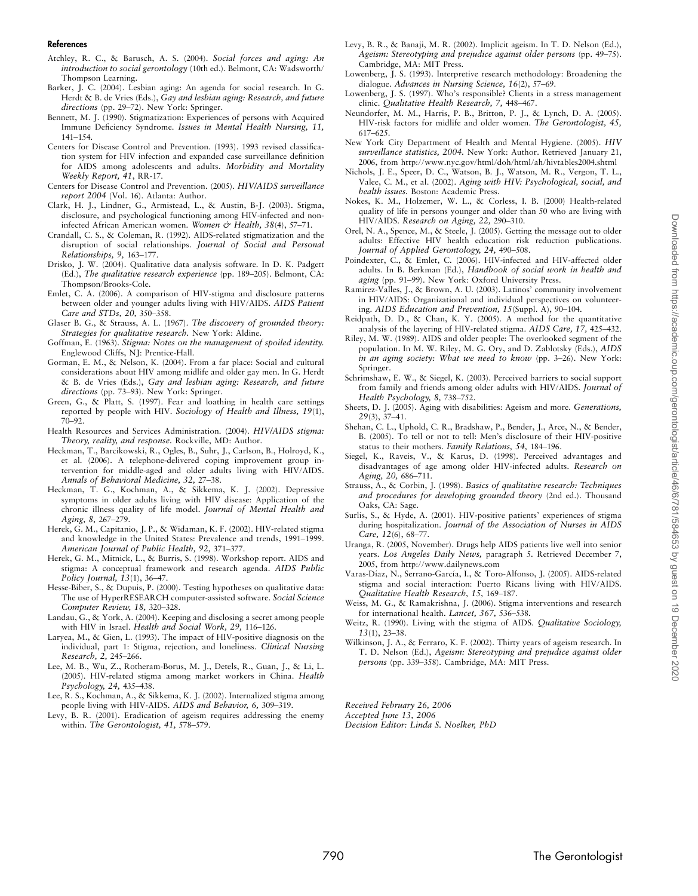### References

Atchley, R. C., & Barusch, A. S. (2004). *Social forces and aging: An introduction to social gerontology* (10th ed.). Belmont, CA: Wadsworth/ Thompson Learning.

Barker, J. C. (2004). Lesbian aging: An agenda for social research. In G. Herdt & B. de Vries (Eds.), *Gay and lesbian aging: Research, and future directions* (pp. 29–72). New York: Springer.

Bennett, M. J. (1990). Stigmatization: Experiences of persons with Acquired Immune Deficiency Syndrome. *Issues in Mental Health Nursing, 11,* 141–154.

Centers for Disease Control and Prevention. (1993). 1993 revised classification system for HIV infection and expanded case surveillance definition for AIDS among adolescents and adults. *Morbidity and Mortality Weekly Report, 41*, RR-17.

Centers for Disease Control and Prevention. (2005). *HIV/AIDS surveillance report 2004* (Vol. 16). Atlanta: Author.

Clark, H. J., Lindner, G., Armistead, L., & Austin, B-J. (2003). Stigma, disclosure, and psychological functioning among HIV-infected and non-infected African American women. *Women & Health, 38*(4), 57–71.

Crandall, C. S., & Coleman, R. (1992). AIDS-related stigmatization and the disruption of social relationships. *Journal of Social and Personal Relationships, 9,* 163–177.

Drisko, J. W. (2004). Qualitative data analysis software. In D. K. Padgett (Ed.), *The qualitative research experience* (pp. 189–205). Belmont, CA: Thompson/Brooks-Cole.

Emlet, C. A. (2006). A comparison of HIV-stigma and disclosure patterns between older and younger adults living with HIV/AIDS. *AIDS Patient Care and STDs, 20,* 350–358.

Glaser B. G., & Strauss, A. L. (1967). *The discovery of grounded theory: Strategies for qualitative research*. New York: Aldine.

Goffman, E. (1963). *Stigma: Notes on the management of spoiled identity.* Englewood Cliffs, NJ: Prentice-Hall.

Gorman, E. M., & Nelson, K. (2004). From a far place: Social and cultural considerations about HIV among midlife and older gay men. In G. Herdt & B. de Vries (Eds.), *Gay and lesbian aging: Research, and future directions* (pp. 73–93). New York: Springer.

Green, G., & Platt, S. (1997). Fear and loathing in health care settings reported by people with HIV. *Sociology of Health and Illness, 19*(1), 70–92.

Health Resources and Services Administration. (2004). *HIV/AIDS stigma: Theory, reality, and response*. Rockville, MD: Author.

Heckman, T., Barcikowski, R., Ogles, B., Suhr, J., Carlson, B., Holroyd, K., et al. (2006). A telephone-delivered coping improvement group intervention for middle-aged and older adults living with HIV/AIDS. *Annals of Behavioral Medicine, 32,* 27–38.

Heckman, T. G., Kochman, A., & Sikkema, K. J. (2002). Depressive symptoms in older adults living with HIV disease: Application of the chronic illness quality of life model. *Journal of Mental Health and Aging, 8,* 267–279.

Herek, G. M., Capitanio, J. P., & Widaman, K. F. (2002). HIV-related stigma and knowledge in the United States: Prevalence and trends, 1991–1999. *American Journal of Public Health, 92,* 371–377.

Herek, G. M., Mitnick, L., & Burris, S. (1998). Workshop report. AIDS and stigma: A conceptual framework and research agenda. *AIDS Public Policy Journal, 13*(1), 36–47.

Hesse-Biber, S., & Dupuis, P. (2000). Testing hypotheses on qualitative data: The use of HyperRESEARCH computer-assisted software. *Social Science Computer Review, 18,* 320–328.

Landau, G., & York, A. (2004). Keeping and disclosing a secret among people with HIV in Israel. *Health and Social Work, 29,* 116–126.

Laryea, M., & Gien, L. (1993). The impact of HIV-positive diagnosis on the individual, part 1: Stigma, rejection, and loneliness. *Clinical Nursing Research, 2,* 245–266.

Lee, M. B., Wu, Z., Rotheram-Borus, M. J., Detels, R., Guan, J., & Li, L. (2005). HIV-related stigma among market workers in China. *Health Psychology, 24,* 435–438.

Lee, R. S., Kochman, A., & Sikkema, K. J. (2002). Internalized stigma among people living with HIV-AIDS. *AIDS and Behavior, 6,* 309–319.

Levy, B. R. (2001). Eradication of ageism requires addressing the enemy within. *The Gerontologist, 41,* 578–579.

Levy, B. R., & Banaji, M. R. (2002). Implicit ageism. In T. D. Nelson (Ed.), *Ageism: Stereotyping and prejudice against older persons* (pp. 49–75). Cambridge, MA: MIT Press.

Lowenberg, J. S. (1993). Interpretive research methodology: Broadening the dialogue. *Advances in Nursing Science, 16*(2), 57–69.

Lowenberg, J. S. (1997). Who's responsible? Clients in a stress management clinic. *Qualitative Health Research, 7,* 448–467.

Neundorfer, M. M., Harris, P. B., Britton, P. J., & Lynch, D. A. (2005). HIV-risk factors for midlife and older women. *The Gerontologist, 45,* 617–625.

New York City Department of Health and Mental Hygiene. (2005). *HIV surveillance statistics, 2004*. New York: Author. Retrieved January 21, 2006, from http://www.nyc.gov/html/doh/html/ah/hivtables2004.shtml

Nichols, J. E., Speer, D. C., Watson, B. J., Watson, M. R., Vergon, T. L., Valee, C. M., et al. (2002). *Aging with HIV: Psychological, social, and health issues*. Boston: Academic Press.

Nokes, K. M., Holzemer, W. L., & Corless, I. B. (2000) Health-related quality of life in persons younger and older than 50 who are living with HIV/AIDS. *Research on Aging, 22,* 290–310.

Orel, N. A., Spence, M., & Steele, J. (2005). Getting the message out to older adults: Effective HIV health education risk reduction publications. *Journal of Applied Gerontology, 24,* 490–508.

Poindexter, C., & Emlet, C. (2006). HIV-infected and HIV-affected older adults. In B. Berkman (Ed.), *Handbook of social work in health and aging* (pp. 91–99). New York: Oxford University Press.

Ramirez-Valles, J., & Brown, A. U. (2003). Latinos' community involvement in HIV/AIDS: Organizational and individual perspectives on volunteering. *AIDS Education and Prevention, 15*(Suppl. A), 90–104.

Reidpath, D. D., & Chan, K. Y. (2005). A method for the quantitative analysis of the layering of HIV-related stigma. *AIDS Care, 17,* 425–432.

Riley, M. W. (1989). AIDS and older people: The overlooked segment of the population. In M. W. Riley, M. G. Ory, and D. Zablotsky (Eds.), *AIDS in an aging society: What we need to know* (pp. 3–26). New York: Springer.

Schrimshaw, E. W., & Siegel, K. (2003). Perceived barriers to social support from family and friends among older adults with HIV/AIDS. *Journal of Health Psychology, 8,* 738–752.

Sheets, D. J. (2005). Aging with disabilities: Ageism and more. *Generations, 29*(3), 37–41.

Shehan, C. L., Uphold, C. R., Bradshaw, P., Bender, J., Arce, N., & Bender, B. (2005). To tell or not to tell: Men's disclosure of their HIV-positive status to their mothers. *Family Relations, 54,* 184–196.

Siegel, K., Raveis, V., & Karus, D. (1998). Perceived advantages and disadvantages of age among older HIV-infected adults. *Research on Aging, 20,* 686–711.

Strauss, A., & Corbin, J. (1998). *Basics of qualitative research: Techniques and procedures for developing grounded theory* (2nd ed.). Thousand Oaks, CA: Sage.

Surlis, S., & Hyde, A. (2001). HIV-positive patients' experiences of stigma during hospitalization. *Journal of the Association of Nurses in AIDS Care, 12*(6), 68–77.

Uranga, R. (2005, November). Drugs help AIDS patients live well into senior years. *Los Angeles Daily News,* paragraph 5. Retrieved December 7, 2005, from http://www.dailynews.com

Varas-Díaz, N., Serrano-García, I., & Toro-Alfonso, J. (2005). AIDS-related stigma and social interaction: Puerto Ricans living with HIV/AIDS. *Qualitative Health Research, 15,* 169–187.

Weiss, M. G., & Ramakrishna, J. (2006). Stigma interventions and research for international health. *Lancet, 367,* 536–538.

Weitz, R. (1990). Living with the stigma of AIDS. *Qualitative Sociology, 13*(1), 23–38.

Wilkinson, J. A., & Ferraro, K. F. (2002). Thirty years of ageism research. In T. D. Nelson (Ed.), *Ageism: Stereotyping and prejudice against older persons* (pp. 339–358). Cambridge, MA: MIT Press.

*Received February 26, 2006*
*Accepted June 13, 2006*
*Decision Editor: Linda S. Noelker, PhD*